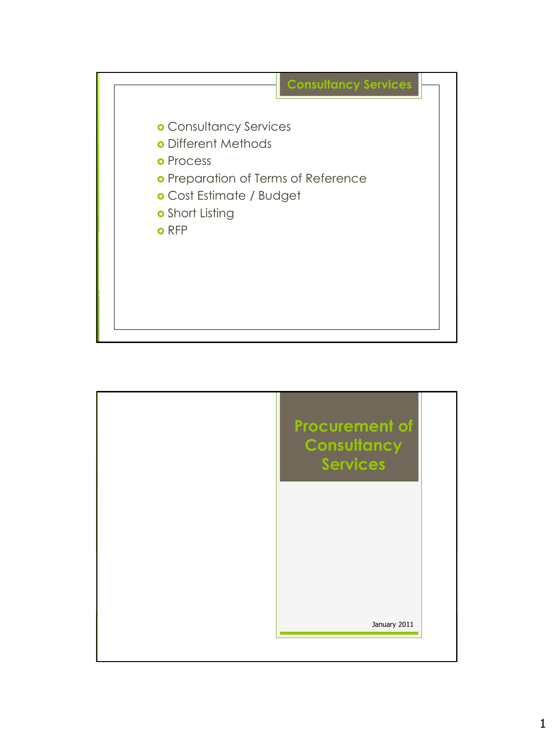## Consultancy Services

- Consultancy Services
- Different Methods
- Process
- Preparation of Terms of Reference
- Cost Estimate / Budget
- Short Listing
- RFP

# Procurement of Consultancy Services

January 2011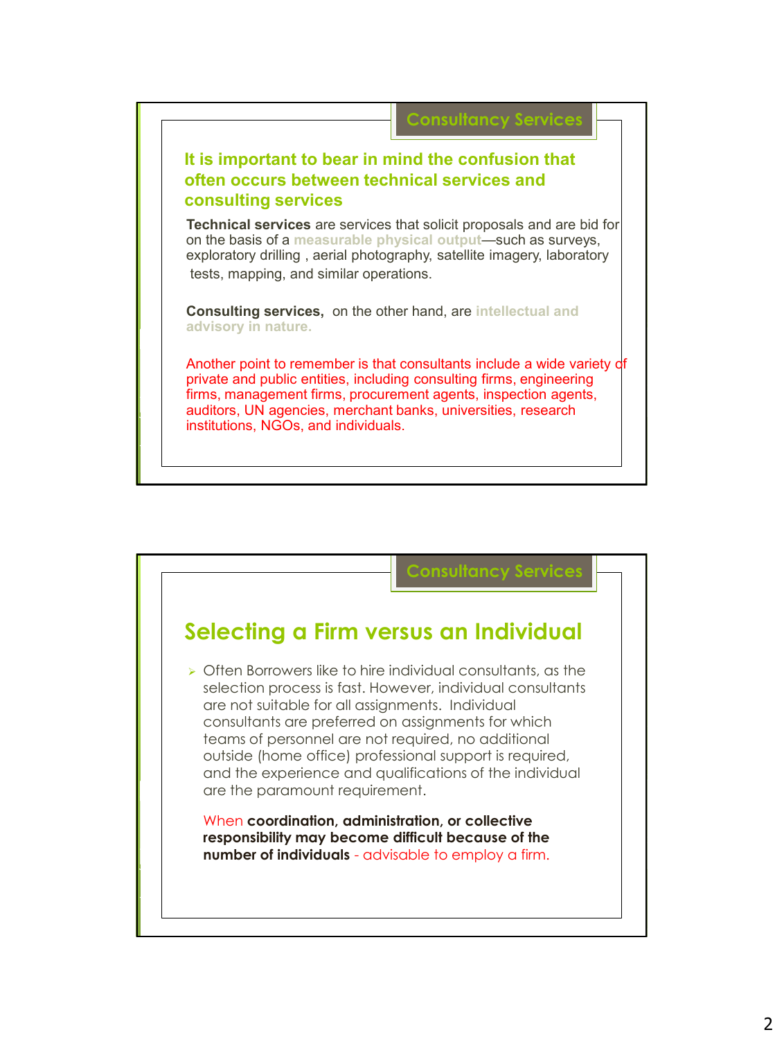## Consultancy Services

### It is important to bear in mind the confusion that often occurs between technical services and consulting services

**Technical services** are services that solicit proposals and are bid for on the basis of a measurable physical output—such as surveys, exploratory drilling , aerial photography, satellite imagery, laboratory tests, mapping, and similar operations.

**Consulting services,** on the other hand, are intellectual and advisory in nature.

Another point to remember is that consultants include a wide variety of private and public entities, including consulting firms, engineering firms, management firms, procurement agents, inspection agents, auditors, UN agencies, merchant banks, universities, research institutions, NGOs, and individuals.

## Consultancy Services

### Selecting a Firm versus an Individual

- Often Borrowers like to hire individual consultants, as the selection process is fast. However, individual consultants are not suitable for all assignments. Individual consultants are preferred on assignments for which teams of personnel are not required, no additional outside (home office) professional support is required, and the experience and qualifications of the individual are the paramount requirement.

  When **coordination, administration, or collective responsibility may become difficult because of the number of individuals** - advisable to employ a firm.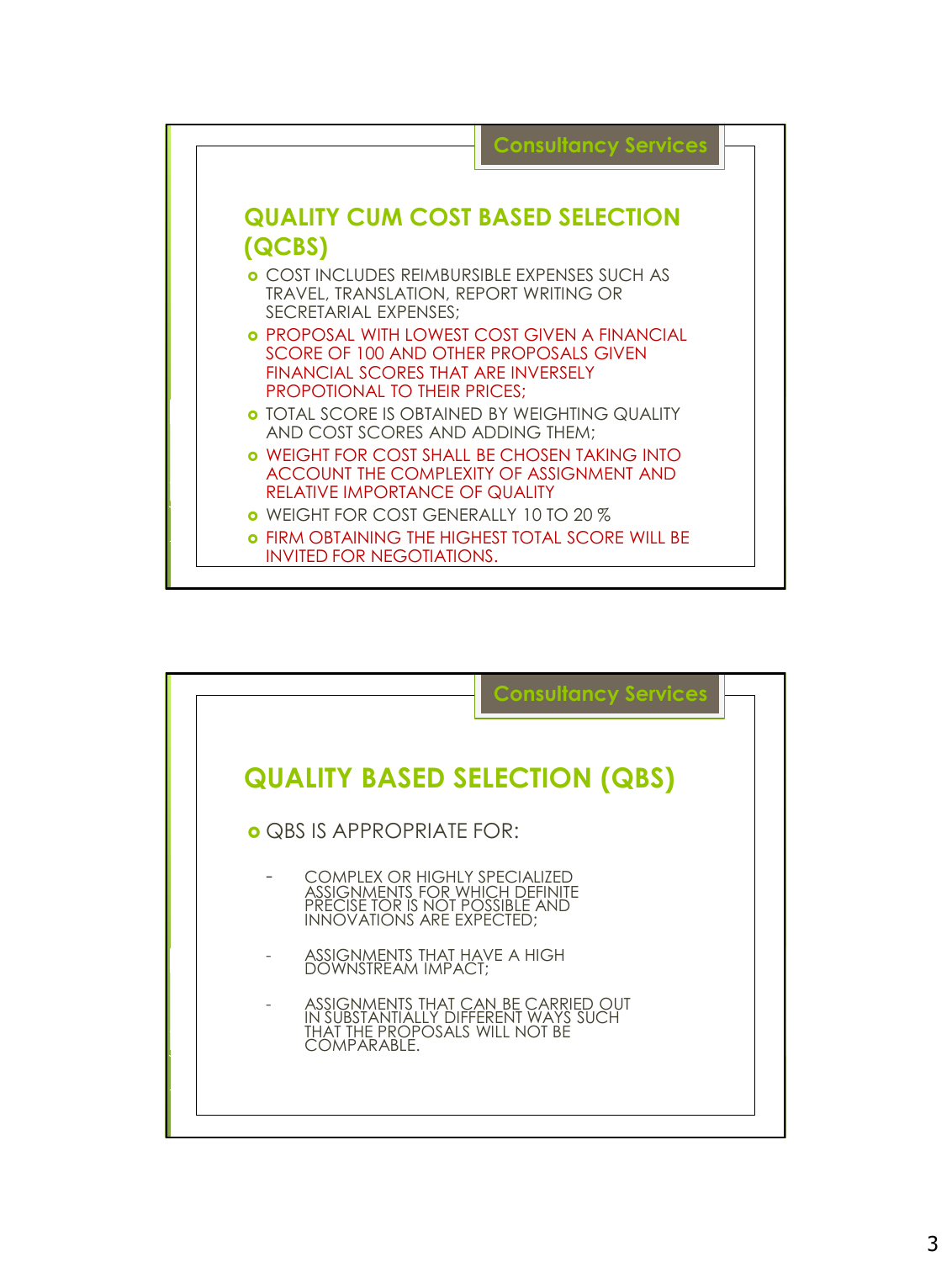Consultancy Services

## QUALITY CUM COST BASED SELECTION (QCBS)

- COST INCLUDES REIMBURSIBLE EXPENSES SUCH AS TRAVEL, TRANSLATION, REPORT WRITING OR SECRETARIAL EXPENSES;
- PROPOSAL WITH LOWEST COST GIVEN A FINANCIAL SCORE OF 100 AND OTHER PROPOSALS GIVEN FINANCIAL SCORES THAT ARE INVERSELY PROPOTIONAL TO THEIR PRICES;
- TOTAL SCORE IS OBTAINED BY WEIGHTING QUALITY AND COST SCORES AND ADDING THEM;
- WEIGHT FOR COST SHALL BE CHOSEN TAKING INTO ACCOUNT THE COMPLEXITY OF ASSIGNMENT AND RELATIVE IMPORTANCE OF QUALITY
- WEIGHT FOR COST GENERALLY 10 TO 20 %
- FIRM OBTAINING THE HIGHEST TOTAL SCORE WILL BE INVITED FOR NEGOTIATIONS.

Consultancy Services

## QUALITY BASED SELECTION (QBS)

- QBS IS APPROPRIATE FOR:
  - COMPLEX OR HIGHLY SPECIALIZED ASSIGNMENTS FOR WHICH DEFINITE PRECISE TOR IS NOT POSSIBLE AND INNOVATIONS ARE EXPECTED;
  - ASSIGNMENTS THAT HAVE A HIGH DOWNSTREAM IMPACT;
  - ASSIGNMENTS THAT CAN BE CARRIED OUT IN SUBSTANTIALLY DIFFERENT WAYS SUCH THAT THE PROPOSALS WILL NOT BE COMPARABLE.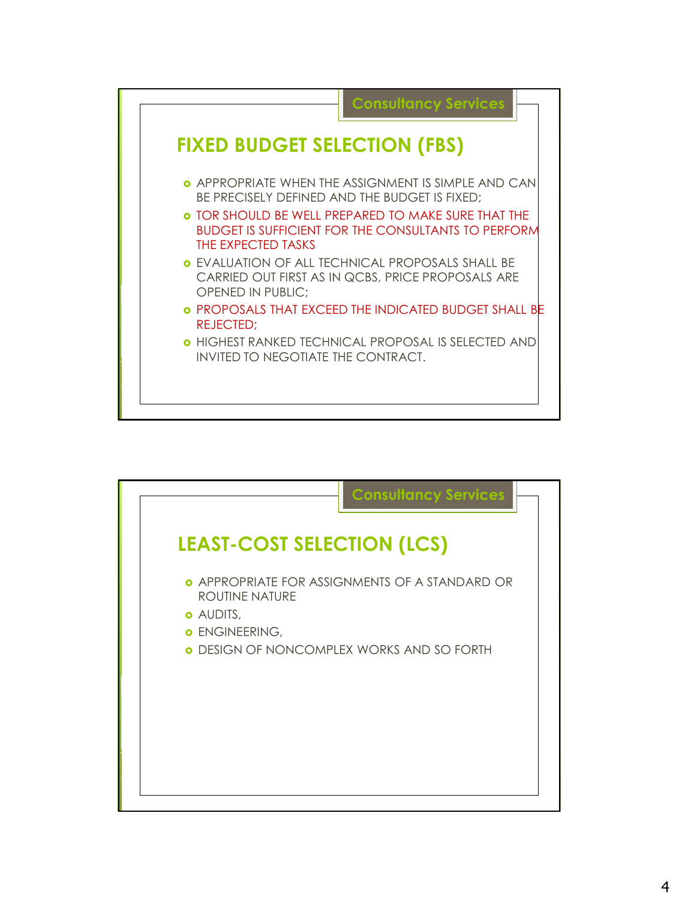Consultancy Services

## FIXED BUDGET SELECTION (FBS)

- APPROPRIATE WHEN THE ASSIGNMENT IS SIMPLE AND CAN BE PRECISELY DEFINED AND THE BUDGET IS FIXED;
- TOR SHOULD BE WELL PREPARED TO MAKE SURE THAT THE BUDGET IS SUFFICIENT FOR THE CONSULTANTS TO PERFORM THE EXPECTED TASKS
- EVALUATION OF ALL TECHNICAL PROPOSALS SHALL BE CARRIED OUT FIRST AS IN QCBS, PRICE PROPOSALS ARE OPENED IN PUBLIC;
- PROPOSALS THAT EXCEED THE INDICATED BUDGET SHALL BE REJECTED;
- HIGHEST RANKED TECHNICAL PROPOSAL IS SELECTED AND INVITED TO NEGOTIATE THE CONTRACT.

Consultancy Services

## LEAST-COST SELECTION (LCS)

- APPROPRIATE FOR ASSIGNMENTS OF A STANDARD OR ROUTINE NATURE
- AUDITS,
- ENGINEERING,
- DESIGN OF NONCOMPLEX WORKS AND SO FORTH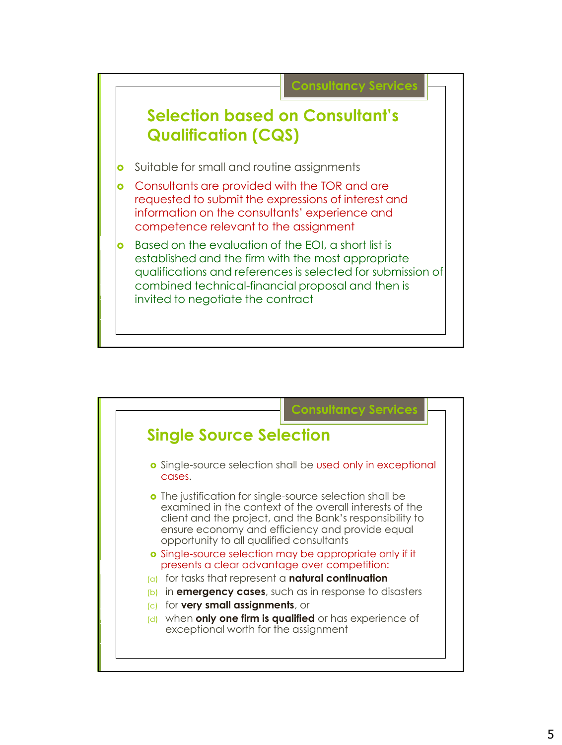Consultancy Services

## Selection based on Consultant's Qualification (CQS)

- Suitable for small and routine assignments
- Consultants are provided with the TOR and are requested to submit the expressions of interest and information on the consultants' experience and competence relevant to the assignment
- Based on the evaluation of the EOI, a short list is established and the firm with the most appropriate qualifications and references is selected for submission of combined technical-financial proposal and then is invited to negotiate the contract

Consultancy Services

## Single Source Selection

- Single-source selection shall be used only in exceptional cases.
- The justification for single-source selection shall be examined in the context of the overall interests of the client and the project, and the Bank's responsibility to ensure economy and efficiency and provide equal opportunity to all qualified consultants
- Single-source selection may be appropriate only if it presents a clear advantage over competition:

(a) for tasks that represent a **natural continuation**
(b) in **emergency cases**, such as in response to disasters
(c) for **very small assignments**, or
(d) when **only one firm is qualified** or has experience of exceptional worth for the assignment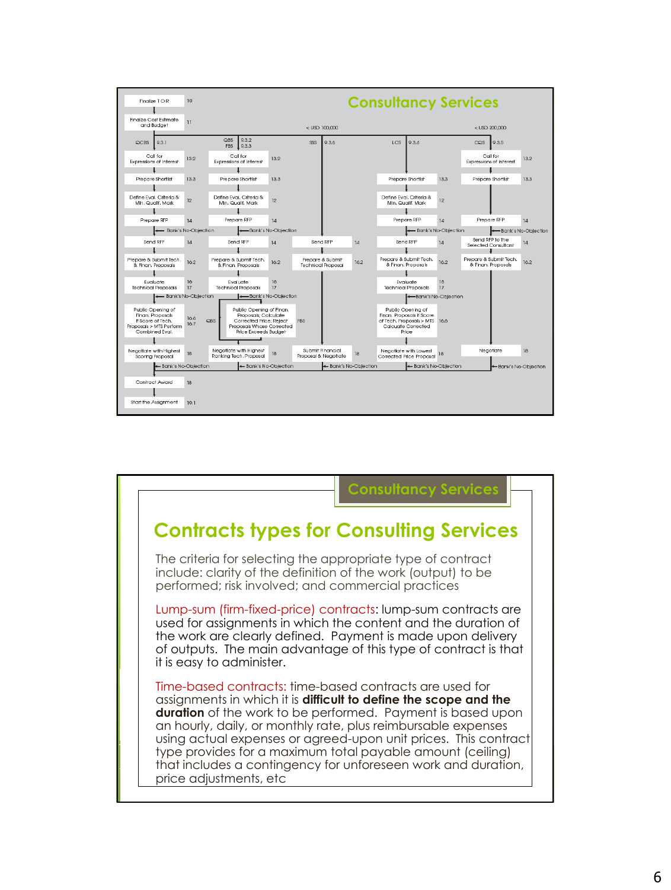## Consultancy Services

Finalize TOR — 10

Finalize Cost Estimate and Budget — 11

< USD 100,000 | < USD 200,000

| QCBS 9.3.1 | QBS 9.3.2 / FBS 9.3.3 | SSS 9.3.6 | LCS 9.3.4 | CQS 9.3.5 |
|---|---|---|---|---|
| Call for Expressions of Interest (13.2) | Call for Expressions of Interest (13.2) | | | Call for Expressions of Interest (13.2) |
| Prepare Shortlist (13.3) | Prepare Shortlist (13.3) | | Prepare Shortlist (13.3) | Prepare Shortlist (13.3) |
| Define Eval. Criteria & Min. Qualif. Mark (12) | Define Eval. Criteria & Min. Qualif. Mark (12) | | Define Eval. Criteria & Min. Qualif. Mark (12) | |
| Prepare RFP (14) | Prepare RFP (14) | | Prepare RFP (14) | Prepare RFP (14) |
| Bank's No-Objection | Bank's No-Objection | | Bank's No-Objection | Bank's No-Objection |
| Send RFP (14) | Send RFP (14) | Send RFP (14) | Send RFP (14) | Send RFP to the Selected Consultant (14) |
| Prepare & Submit Tech. & Finan. Proposals (16.2) | Prepare & Submit Tech. & Finan. Proposals (16.2) | Prepare & Submit Technical Proposal (16.2) | Prepare & Submit Tech. & Finan. Proposals (16.2) | Prepare & Submit Tech. & Finan. Proposals (16.2) |
| Evaluate Technical Proposals (16, 17) | Evaluate Technical Proposals (16, 17) | | Evaluate Technical Proposals (16, 17) | |
| Bank's No-Objection | Bank's No-Objection | | Bank's No-Objection | |
| Public Opening of Finan. Proposals if Score of Tech. Proposals > MTS Perform Combined Eval. (16.6, 16.7) | QBS / FBS: Public Opening of Finan. Proposals; Calculate Corrected Price; Reject Proposals Whose Corrected Price Exceeds Budget | | Public Opening of Finan. Proposals if Score of Tech. Proposals > MTS Calcuate Corrected Price (16.6) | |
| Negotiate with Highest Scoring Proposal (18) | Negotiate with Highest Ranking Tech. Proposal (18) | Submit Financial Proposal & Negotiate (18) | Negotiate with Lowest Corrected Price Proposal (18) | Negotiate (18) |
| Bank's No-Objection | Bank's No-Objection | Bank's No-Objection | Bank's No-Objection | Bank's No-Objection |

Contract Award — 18

Start the Assignment — 19.1

## Consultancy Services

# Contracts types for Consulting Services

The criteria for selecting the appropriate type of contract include: clarity of the definition of the work (output) to be performed; risk involved; and commercial practices

Lump-sum (firm-fixed-price) contracts: lump-sum contracts are used for assignments in which the content and the duration of the work are clearly defined. Payment is made upon delivery of outputs. The main advantage of this type of contract is that it is easy to administer.

Time-based contracts: time-based contracts are used for assignments in which it is **difficult to define the scope and the duration** of the work to be performed. Payment is based upon an hourly, daily, or monthly rate, plus reimbursable expenses using actual expenses or agreed-upon unit prices. This contract type provides for a maximum total payable amount (ceiling) that includes a contingency for unforeseen work and duration, price adjustments, etc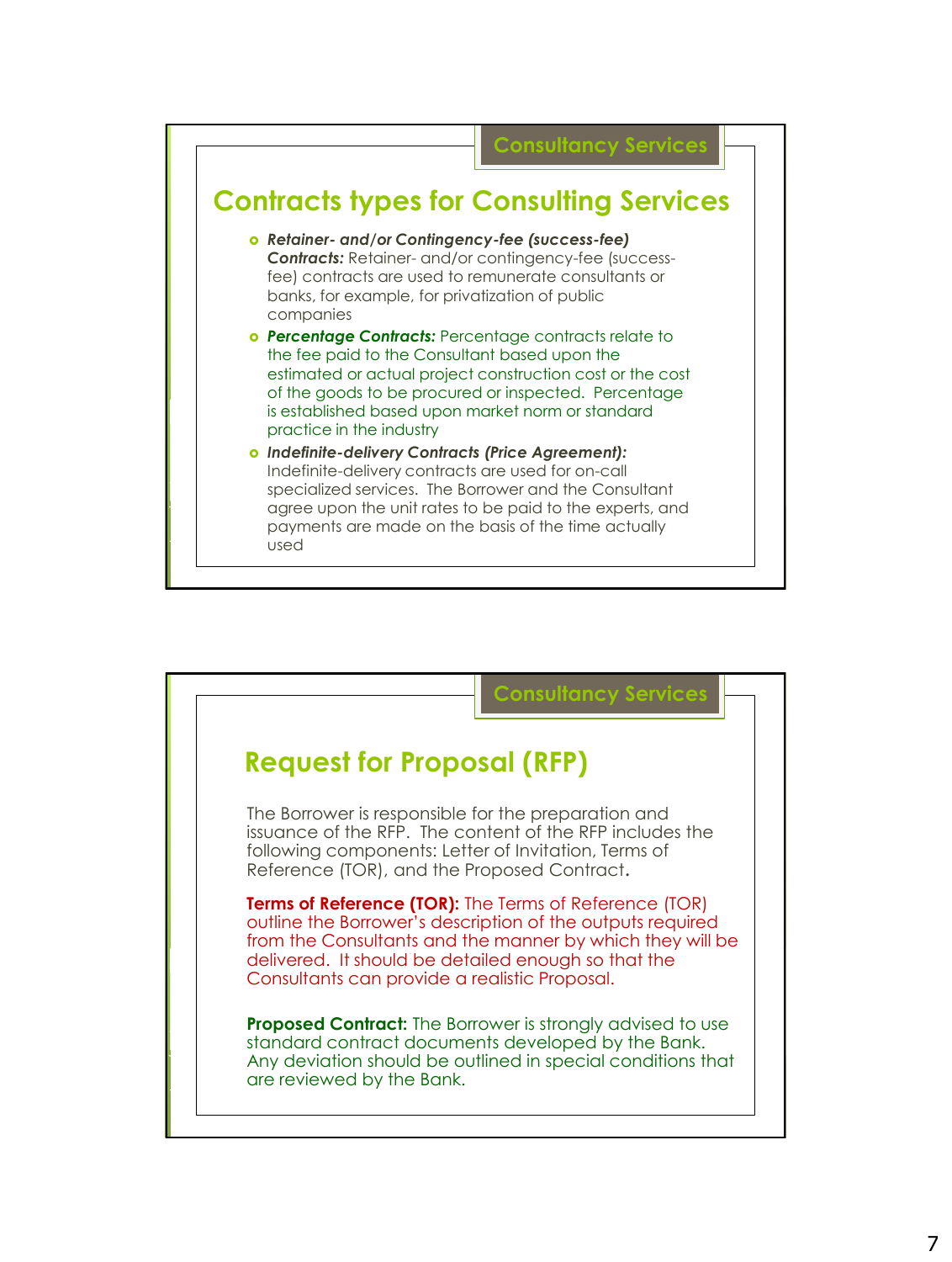Consultancy Services

## Contracts types for Consulting Services

- ***Retainer- and/or Contingency-fee (success-fee) Contracts:*** Retainer- and/or contingency-fee (success-fee) contracts are used to remunerate consultants or banks, for example, for privatization of public companies
- ***Percentage Contracts:*** Percentage contracts relate to the fee paid to the Consultant based upon the estimated or actual project construction cost or the cost of the goods to be procured or inspected. Percentage is established based upon market norm or standard practice in the industry
- ***Indefinite-delivery Contracts (Price Agreement):*** Indefinite-delivery contracts are used for on-call specialized services. The Borrower and the Consultant agree upon the unit rates to be paid to the experts, and payments are made on the basis of the time actually used

Consultancy Services

## Request for Proposal (RFP)

The Borrower is responsible for the preparation and issuance of the RFP. The content of the RFP includes the following components: Letter of Invitation, Terms of Reference (TOR), and the Proposed Contract.

**Terms of Reference (TOR):** The Terms of Reference (TOR) outline the Borrower's description of the outputs required from the Consultants and the manner by which they will be delivered. It should be detailed enough so that the Consultants can provide a realistic Proposal.

**Proposed Contract:** The Borrower is strongly advised to use standard contract documents developed by the Bank. Any deviation should be outlined in special conditions that are reviewed by the Bank.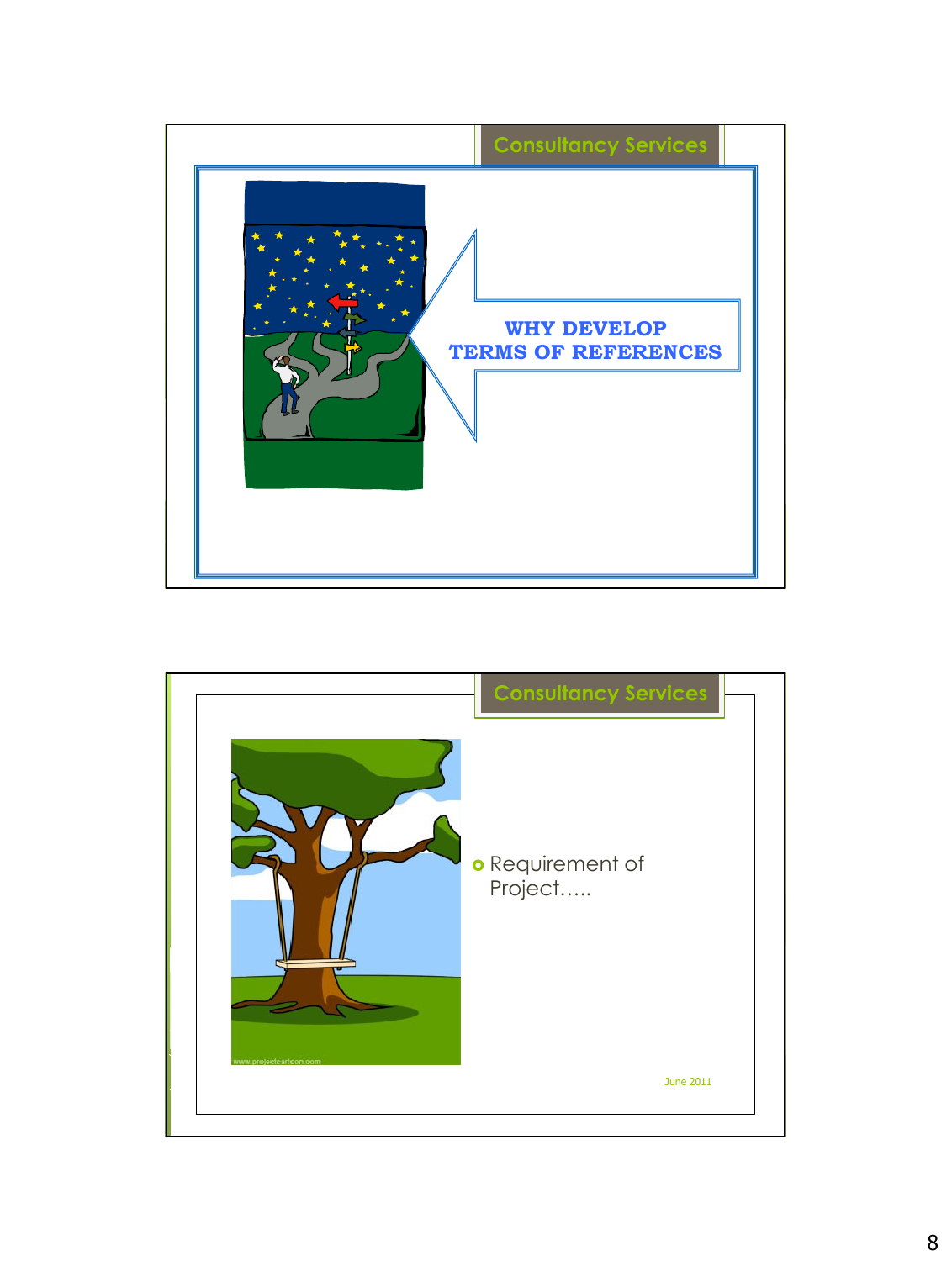## Consultancy Services

**WHY DEVELOP TERMS OF REFERENCES**

## Consultancy Services

- Requirement of Project…..

June 2011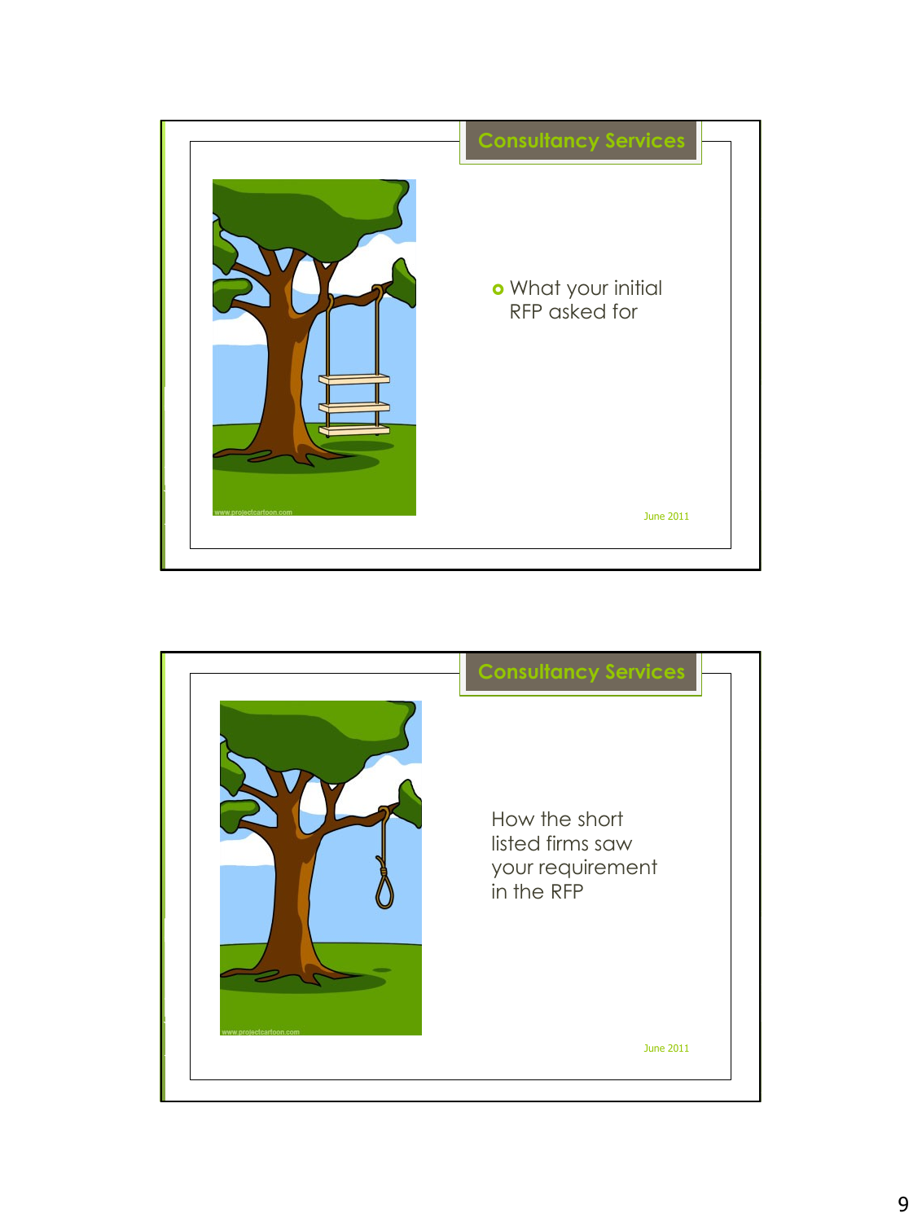## Consultancy Services

- What your initial RFP asked for

June 2011

## Consultancy Services

How the short listed firms saw your requirement in the RFP

June 2011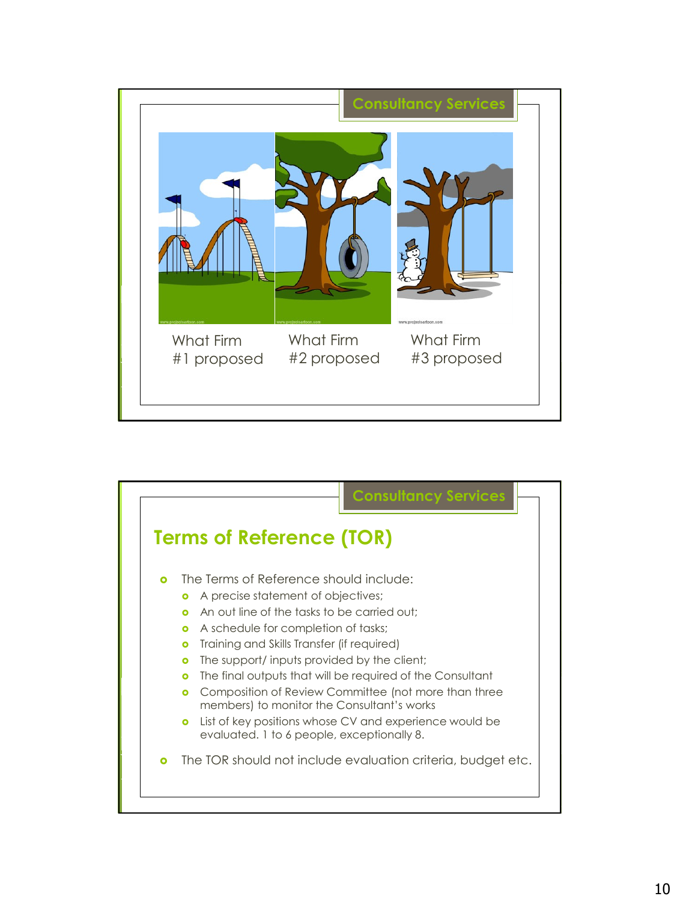## Consultancy Services

What Firm #1 proposed

What Firm #2 proposed

What Firm #3 proposed

## Consultancy Services

### Terms of Reference (TOR)

- The Terms of Reference should include:
  - A precise statement of objectives;
  - An out line of the tasks to be carried out;
  - A schedule for completion of tasks;
  - Training and Skills Transfer (if required)
  - The support/ inputs provided by the client;
  - The final outputs that will be required of the Consultant
  - Composition of Review Committee (not more than three members) to monitor the Consultant's works
  - List of key positions whose CV and experience would be evaluated. 1 to 6 people, exceptionally 8.
- The TOR should not include evaluation criteria, budget etc.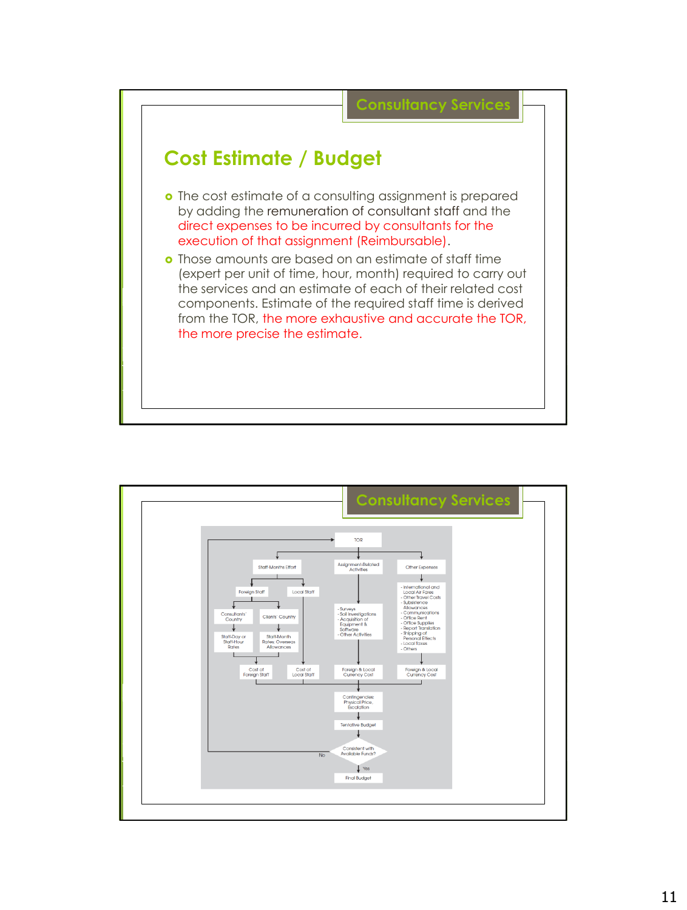## Consultancy Services

# Cost Estimate / Budget

- The cost estimate of a consulting assignment is prepared by adding the remuneration of consultant staff and the direct expenses to be incurred by consultants for the execution of that assignment (Reimbursable).
- Those amounts are based on an estimate of staff time (expert per unit of time, hour, month) required to carry out the services and an estimate of each of their related cost components. Estimate of the required staff time is derived from the TOR, the more exhaustive and accurate the TOR, the more precise the estimate.

## Consultancy Services

- TOR
  - Staff-Months Effort
    - Foreign Staff
      - Consultants' Country → Staff-Day or Staff-Hour Rates
      - Clients' Country → Staff-Month Rates, Overseas Allowances
      - → Cost of Foreign Staff
    - Local Staff → Cost of Local Staff
  - Assignment-Related Activities
    - Surveys
    - Soil Investigations
    - Acquisition of Equipment & Software
    - Other Activities
    - → Foreign & Local Currency Cost
  - Other Expenses
    - International and Local Air Fares
    - Other Travel Costs
    - Subsistence Allowances
    - Communications
    - Office Rent
    - Office Supplies
    - Report Translation
    - Shipping of Personal Effects
    - Local Taxes
    - Others
    - → Foreign & Local Currency Cost
- Contingencies: Physical Price, Escalation
- Tentative Budget
- Consistent with Available Funds? (No → back to TOR; Yes → Final Budget)
- Final Budget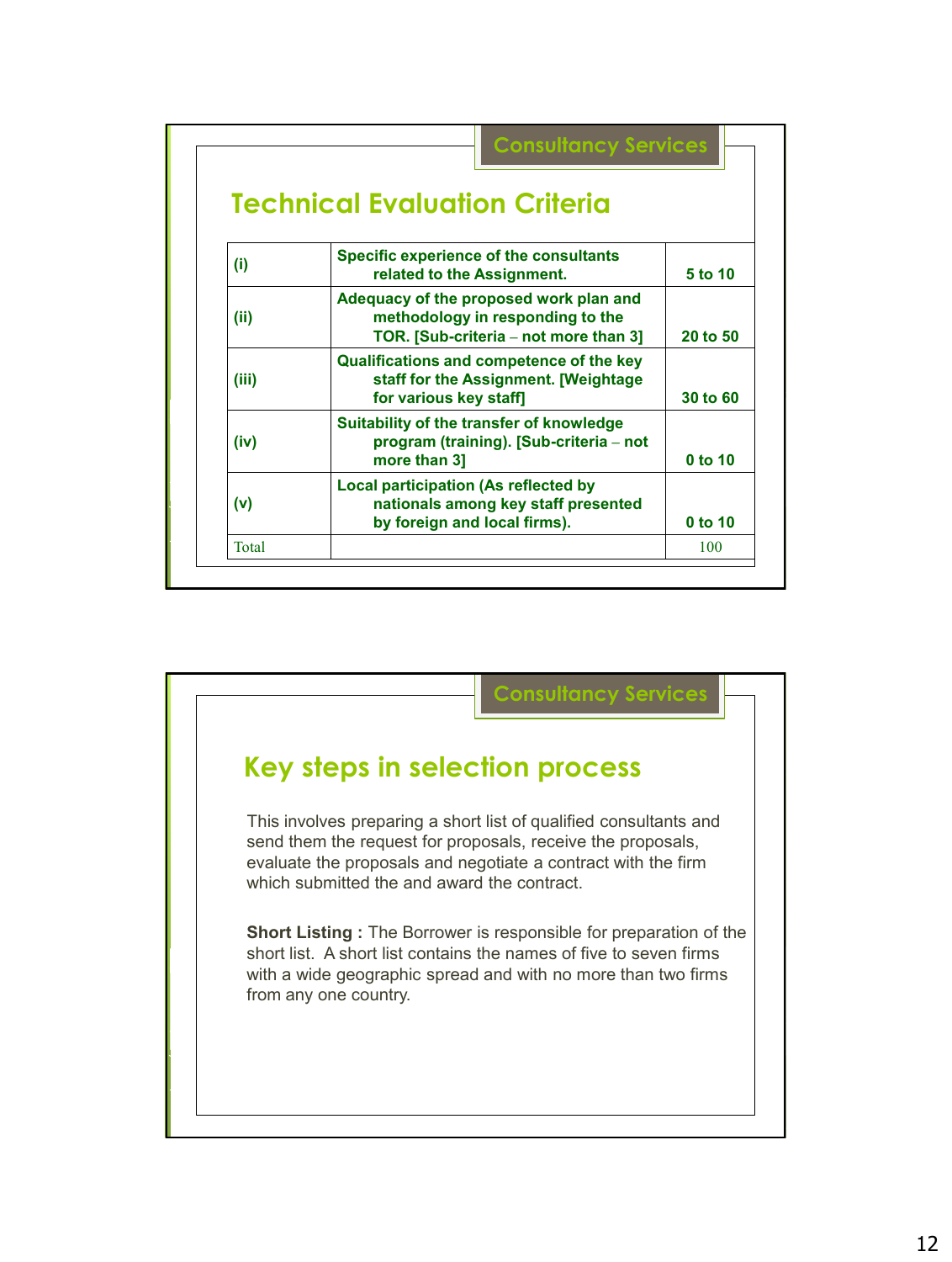Consultancy Services

## Technical Evaluation Criteria

| | | |
|---|---|---|
| (i) | Specific experience of the consultants related to the Assignment. | 5 to 10 |
| (ii) | Adequacy of the proposed work plan and methodology in responding to the TOR. [Sub-criteria – not more than 3] | 20 to 50 |
| (iii) | Qualifications and competence of the key staff for the Assignment. [Weightage for various key staff] | 30 to 60 |
| (iv) | Suitability of the transfer of knowledge program (training). [Sub-criteria – not more than 3] | 0 to 10 |
| (v) | Local participation (As reflected by nationals among key staff presented by foreign and local firms). | 0 to 10 |
| Total | | 100 |

Consultancy Services

## Key steps in selection process

This involves preparing a short list of qualified consultants and send them the request for proposals, receive the proposals, evaluate the proposals and negotiate a contract with the firm which submitted the and award the contract.

**Short Listing :** The Borrower is responsible for preparation of the short list. A short list contains the names of five to seven firms with a wide geographic spread and with no more than two firms from any one country.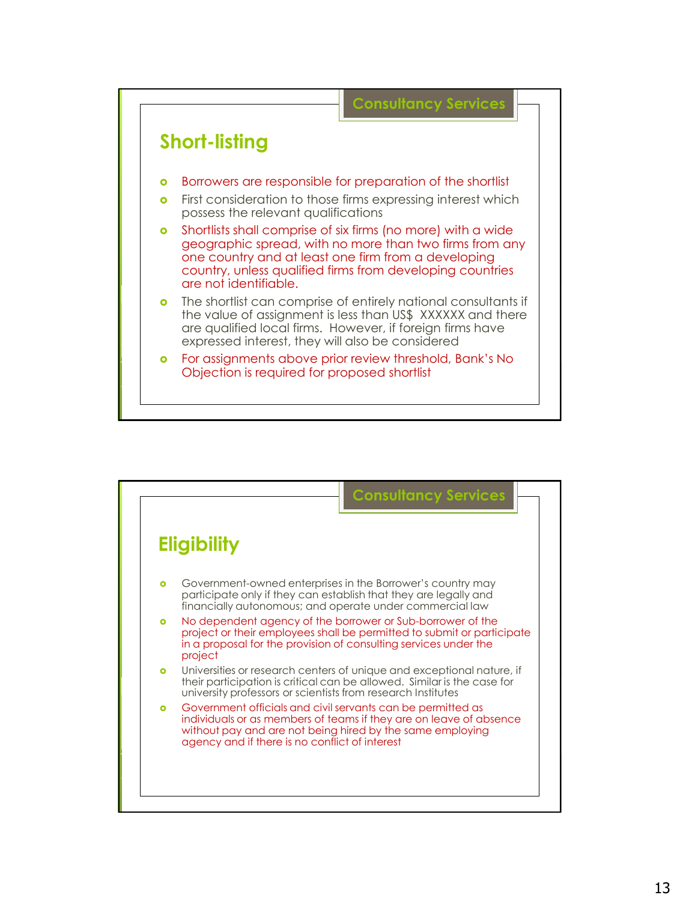## Consultancy Services

### Short-listing

- Borrowers are responsible for preparation of the shortlist
- First consideration to those firms expressing interest which possess the relevant qualifications
- Shortlists shall comprise of six firms (no more) with a wide geographic spread, with no more than two firms from any one country and at least one firm from a developing country, unless qualified firms from developing countries are not identifiable.
- The shortlist can comprise of entirely national consultants if the value of assignment is less than US$  XXXXXX and there are qualified local firms.  However, if foreign firms have expressed interest, they will also be considered
- For assignments above prior review threshold, Bank's No Objection is required for proposed shortlist

## Consultancy Services

### Eligibility

- Government-owned enterprises in the Borrower's country may participate only if they can establish that they are legally and financially autonomous; and operate under commercial law
- No dependent agency of the borrower or Sub-borrower of the project or their employees shall be permitted to submit or participate in a proposal for the provision of consulting services under the project
- Universities or research centers of unique and exceptional nature, if their participation is critical can be allowed.  Similar is the case for university professors or scientists from research Institutes
- Government officials and civil servants can be permitted as individuals or as members of teams if they are on leave of absence without pay and are not being hired by the same employing agency and if there is no conflict of interest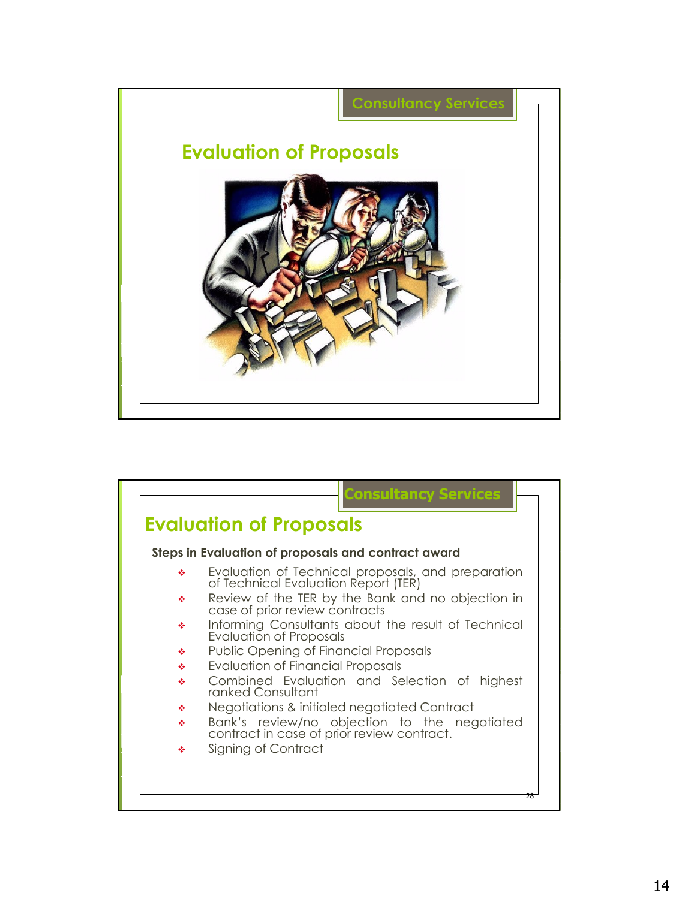Consultancy Services

## Evaluation of Proposals

Consultancy Services

## Evaluation of Proposals

**Steps in Evaluation of proposals and contract award**

- Evaluation of Technical proposals, and preparation of Technical Evaluation Report (TER)
- Review of the TER by the Bank and no objection in case of prior review contracts
- Informing Consultants about the result of Technical Evaluation of Proposals
- Public Opening of Financial Proposals
- Evaluation of Financial Proposals
- Combined Evaluation and Selection of highest ranked Consultant
- Negotiations & initialed negotiated Contract
- Bank's review/no objection to the negotiated contract in case of prior review contract.
- Signing of Contract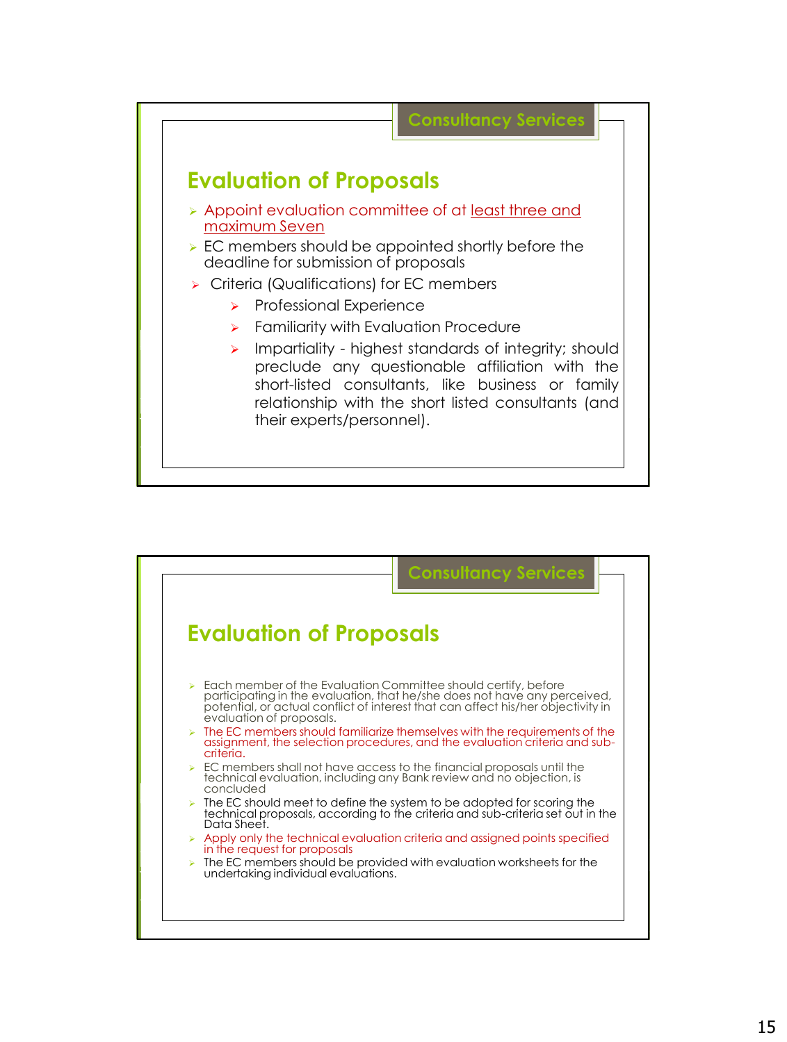Consultancy Services

## Evaluation of Proposals

- Appoint evaluation committee of at least three and maximum Seven
- EC members should be appointed shortly before the deadline for submission of proposals
- Criteria (Qualifications) for EC members
  - Professional Experience
  - Familiarity with Evaluation Procedure
  - Impartiality - highest standards of integrity; should preclude any questionable affiliation with the short-listed consultants, like business or family relationship with the short listed consultants (and their experts/personnel).

Consultancy Services

## Evaluation of Proposals

- Each member of the Evaluation Committee should certify, before participating in the evaluation, that he/she does not have any perceived, potential, or actual conflict of interest that can affect his/her objectivity in evaluation of proposals.
- The EC members should familiarize themselves with the requirements of the assignment, the selection procedures, and the evaluation criteria and sub-criteria.
- EC members shall not have access to the financial proposals until the technical evaluation, including any Bank review and no objection, is concluded
- The EC should meet to define the system to be adopted for scoring the technical proposals, according to the criteria and sub-criteria set out in the Data Sheet.
- Apply only the technical evaluation criteria and assigned points specified in the request for proposals
- The EC members should be provided with evaluation worksheets for the undertaking individual evaluations.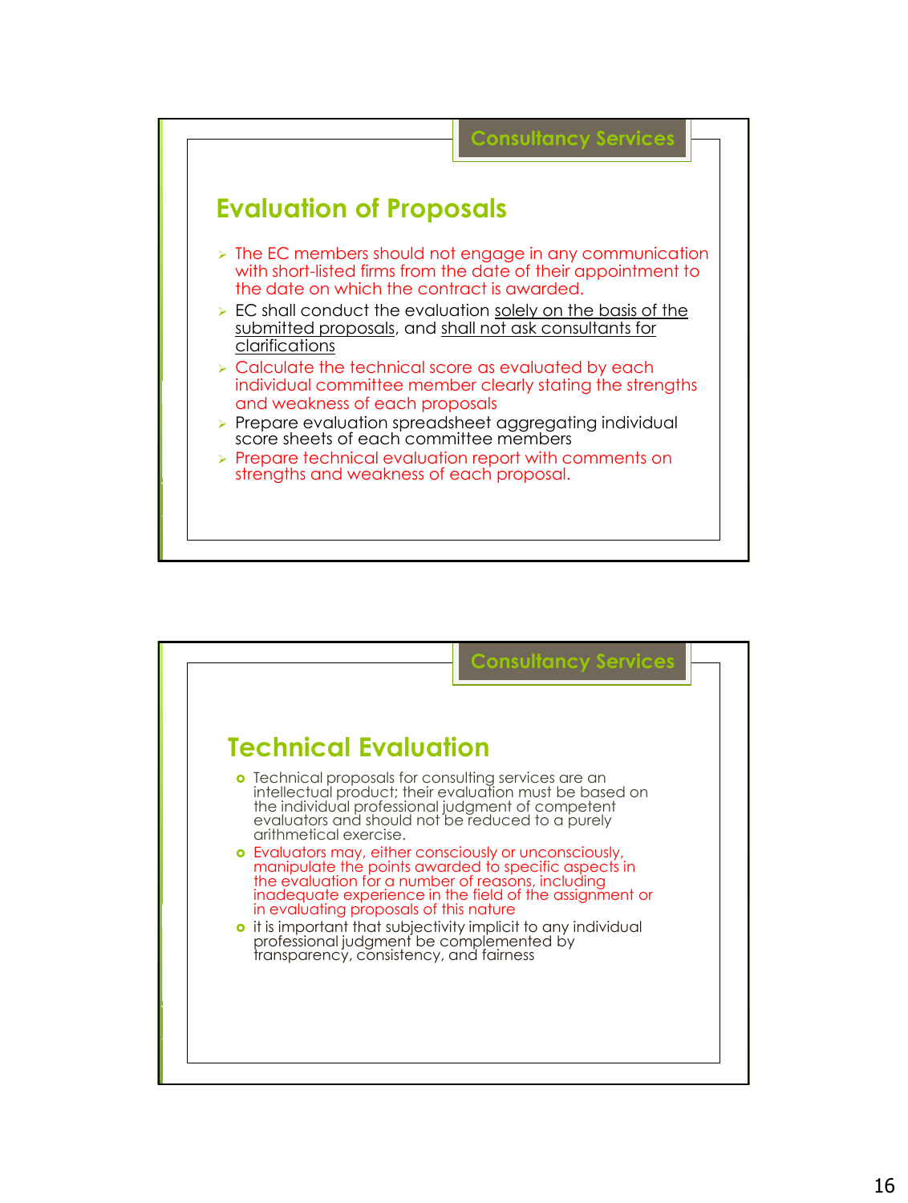Consultancy Services

## Evaluation of Proposals

- The EC members should not engage in any communication with short-listed firms from the date of their appointment to the date on which the contract is awarded.
- EC shall conduct the evaluation solely on the basis of the submitted proposals, and shall not ask consultants for clarifications
- Calculate the technical score as evaluated by each individual committee member clearly stating the strengths and weakness of each proposals
- Prepare evaluation spreadsheet aggregating individual score sheets of each committee members
- Prepare technical evaluation report with comments on strengths and weakness of each proposal.

Consultancy Services

## Technical Evaluation

- Technical proposals for consulting services are an intellectual product; their evaluation must be based on the individual professional judgment of competent evaluators and should not be reduced to a purely arithmetical exercise.
- Evaluators may, either consciously or unconsciously, manipulate the points awarded to specific aspects in the evaluation for a number of reasons, including inadequate experience in the field of the assignment or in evaluating proposals of this nature
- it is important that subjectivity implicit to any individual professional judgment be complemented by transparency, consistency, and fairness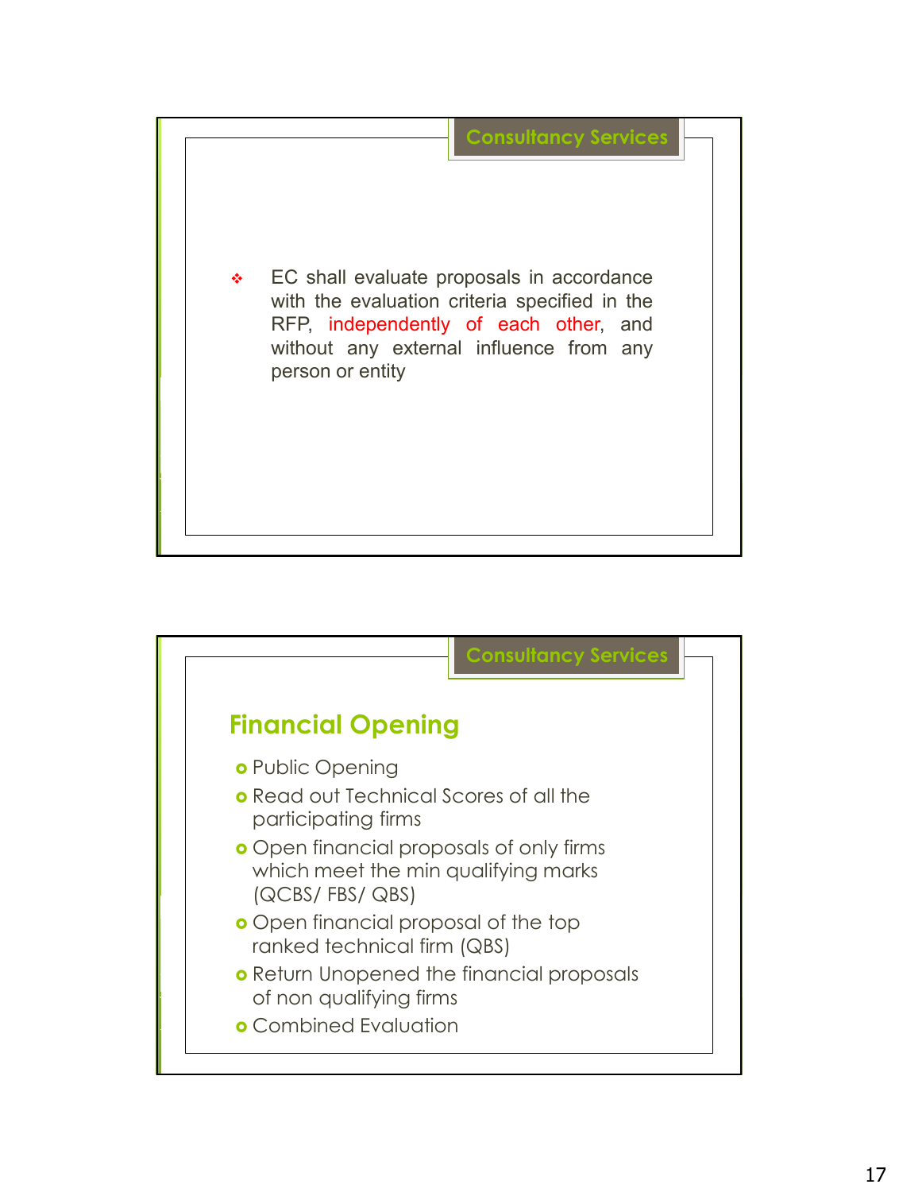## Consultancy Services

- EC shall evaluate proposals in accordance with the evaluation criteria specified in the RFP, independently of each other, and without any external influence from any person or entity

## Consultancy Services

### Financial Opening

- Public Opening
- Read out Technical Scores of all the participating firms
- Open financial proposals of only firms which meet the min qualifying marks (QCBS/ FBS/ QBS)
- Open financial proposal of the top ranked technical firm (QBS)
- Return Unopened the financial proposals of non qualifying firms
- Combined Evaluation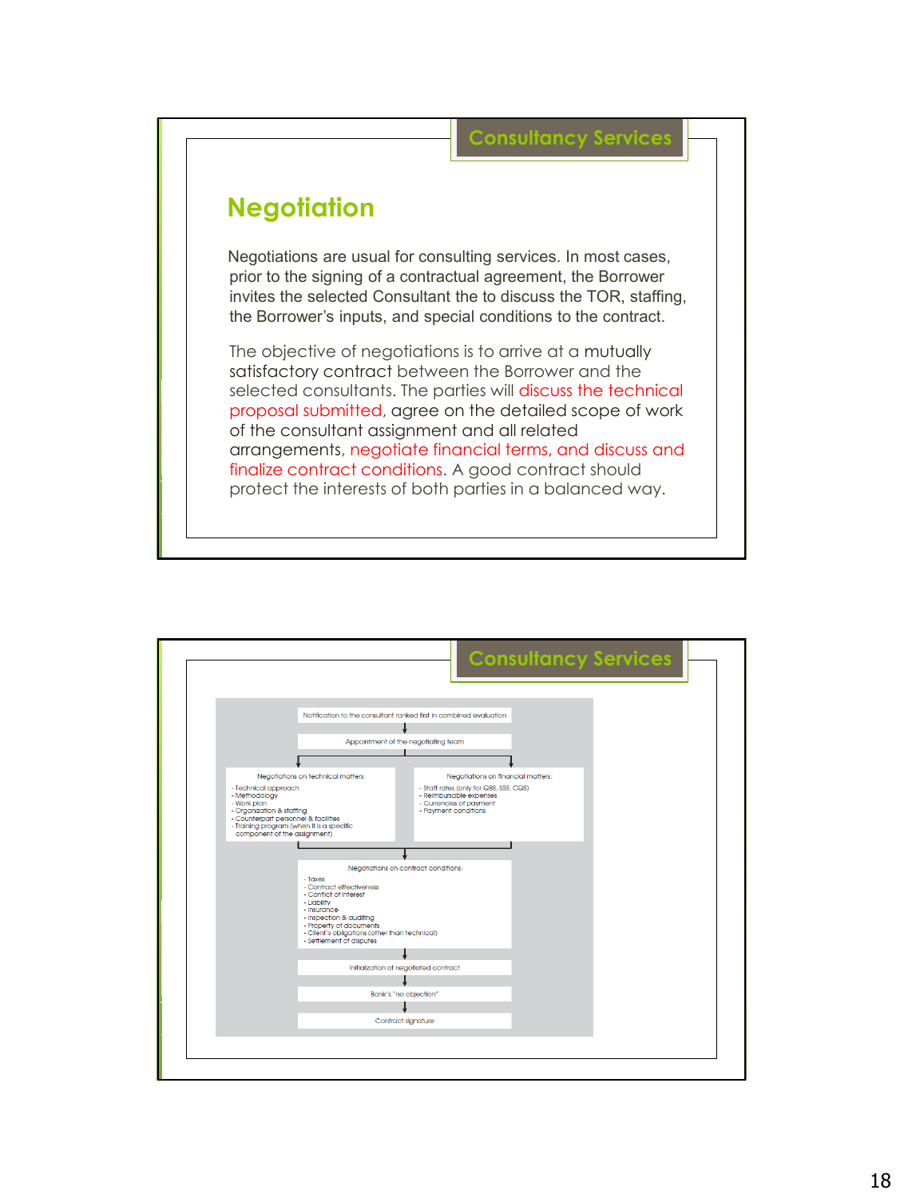## Consultancy Services

# Negotiation

Negotiations are usual for consulting services. In most cases, prior to the signing of a contractual agreement, the Borrower invites the selected Consultant the to discuss the TOR, staffing, the Borrower's inputs, and special conditions to the contract.

The objective of negotiations is to arrive at a mutually satisfactory contract between the Borrower and the selected consultants. The parties will discuss the technical proposal submitted, agree on the detailed scope of work of the consultant assignment and all related arrangements, negotiate financial terms, and discuss and finalize contract conditions. A good contract should protect the interests of both parties in a balanced way.

## Consultancy Services

Notification to the consultant ranked first in combined evaluation

Appointment of the negotiating team

Negotiations on technical matters:
- Technical approach
- Methodology
- Work plan
- Organization & staffing
- Counterpart personnel & facilities
- Training program (when it is a specific component of the assignment)

Negotiations on financial matters:
- Staff rates (only for QBS, SSS, CQS)
- Reimbursable expenses
- Currencies of payment
- Payment conditions

Negotiations on contract conditions:
- Taxes
- Contract effectiveness
- Conflict of interest
- Liability
- Insurance
- Inspection & auditing
- Property of documents
- Client's obligations (other than technical)
- Settlement of disputes

Initialization of negotiated contract

Bank's "no objection"

Contract signature